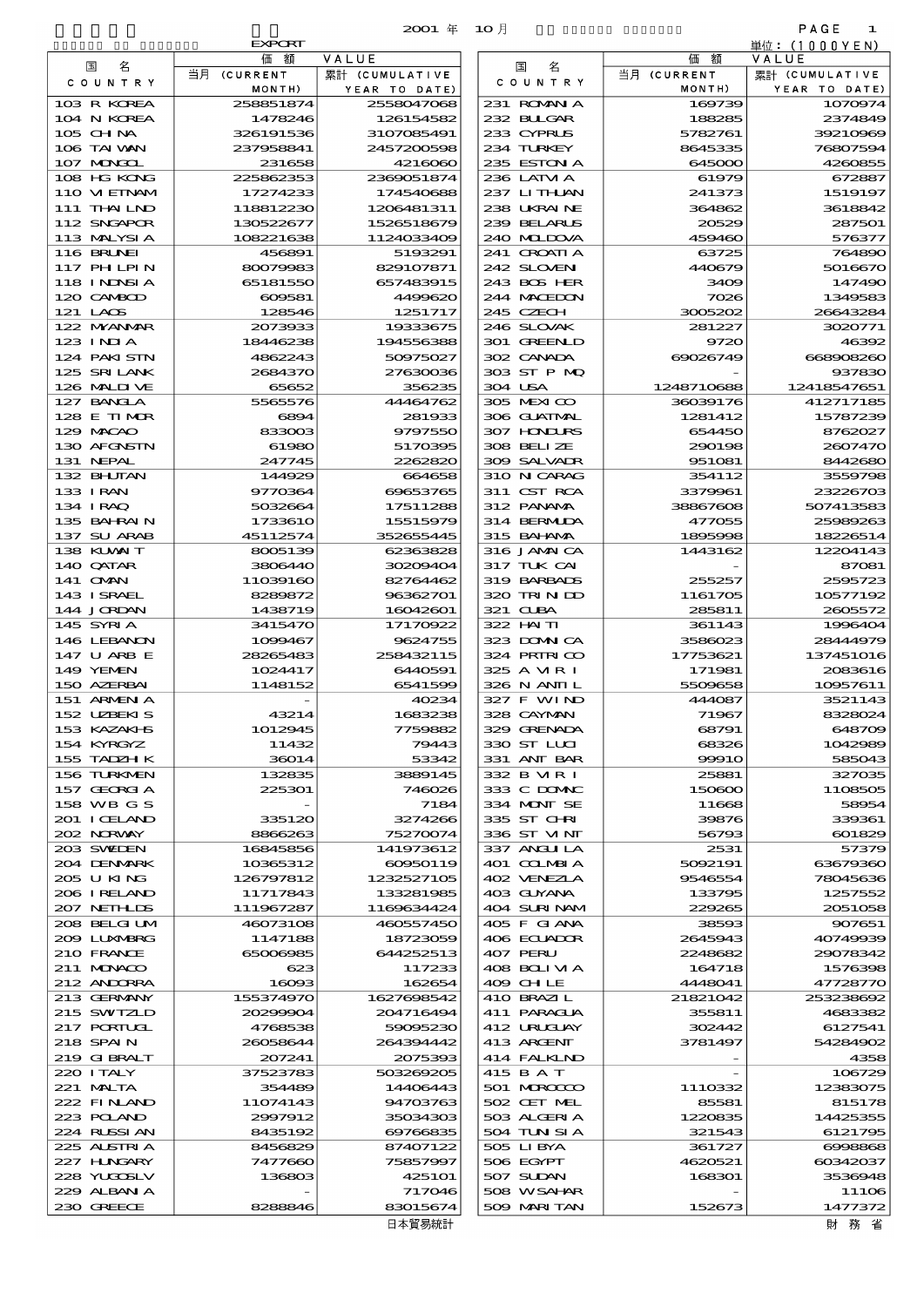2001 年 10月

EXPORT

単位：(1000YEN)

| 国名 COUNTRY | 価額 VALUE 当月 (CURRENT MONTH) | 累計 (CUMULATIVE YEAR TO DATE) |
|---|---|---|
| 103 R KOREA | 258851874 | 2558047068 |
| 104 N KOREA | 1478246 | 126154582 |
| 105 CHINA | 326191536 | 3107085491 |
| 106 TAIWAN | 237958841 | 2457200598 |
| 107 MONGOL | 231658 | 4216060 |
| 108 HG KONG | 225862353 | 2369051874 |
| 110 VIETNAM | 17274233 | 174540688 |
| 111 THAILND | 118812230 | 1206481311 |
| 112 SNGAPOR | 130522677 | 1526518679 |
| 113 MALYSIA | 108221638 | 1124033409 |
| 116 BRUNEI | 456891 | 5193291 |
| 117 PHILPIN | 80079983 | 829107871 |
| 118 INDNSIA | 65181550 | 657483915 |
| 120 CAMBOD | 609581 | 4499620 |
| 121 LAOS | 128546 | 1251717 |
| 122 MYANMAR | 2073933 | 19333675 |
| 123 INDIA | 18446238 | 194556388 |
| 124 PAKISTN | 4862243 | 50975027 |
| 125 SRI LANK | 2684370 | 27630036 |
| 126 MALDIVE | 65652 | 356235 |
| 127 BANGLA | 5565576 | 44464762 |
| 128 E TIMOR | 6894 | 281933 |
| 129 MACAO | 833003 | 9797550 |
| 130 AFGNSTN | 61980 | 5170395 |
| 131 NEPAL | 247745 | 2262820 |
| 132 BHUTAN | 144929 | 664658 |
| 133 IRAN | 9770364 | 69653765 |
| 134 IRAQ | 5032664 | 17511288 |
| 135 BAHRAIN | 1733610 | 15515979 |
| 137 SU ARAB | 45112574 | 352655445 |
| 138 KUWAIT | 8005139 | 62363828 |
| 140 QATAR | 3806440 | 30209404 |
| 141 OMAN | 11039160 | 82764462 |
| 143 ISRAEL | 8289872 | 96362701 |
| 144 JORDAN | 1438719 | 16042601 |
| 145 SYRIA | 3415470 | 17170922 |
| 146 LEBANON | 1099467 | 9624755 |
| 147 U ARB E | 28265483 | 258432115 |
| 149 YEMEN | 1024417 | 6440591 |
| 150 AZERBAI | 1148152 | 6541599 |
| 151 ARMENIA | - | 40234 |
| 152 UZBEKIS | 43214 | 1683238 |
| 153 KAZAKHS | 1012945 | 7759882 |
| 154 KYRGYZ | 11432 | 79443 |
| 155 TADZHIK | 36014 | 53342 |
| 156 TURKMEN | 132835 | 3889145 |
| 157 GEORGIA | 225301 | 746026 |
| 158 WB G S | - | 7184 |
| 201 ICELAND | 335120 | 3274266 |
| 202 NORWAY | 8866263 | 75270074 |
| 203 SWEDEN | 16845856 | 141973612 |
| 204 DENMARK | 10365312 | 60950119 |
| 205 U KING | 126797812 | 1232527105 |
| 206 IRELAND | 11717843 | 133281985 |
| 207 NETHLDS | 111967287 | 1169634424 |
| 208 BELGIUM | 46073108 | 460557450 |
| 209 LUXMBRG | 1147188 | 18723059 |
| 210 FRANCE | 65006985 | 644252513 |
| 211 MONACO | 623 | 117233 |
| 212 ANDORRA | 16093 | 162654 |
| 213 GERMANY | 155374970 | 1627698542 |
| 215 SWITZLD | 20299904 | 204716494 |
| 217 PORTUGL | 4768538 | 59095230 |
| 218 SPAIN | 26058644 | 264394442 |
| 219 GIBRALT | 207241 | 2075393 |
| 220 ITALY | 37523783 | 503269205 |
| 221 MALTA | 354489 | 14406443 |
| 222 FINLAND | 11074143 | 94703763 |
| 223 POLAND | 2997912 | 35034303 |
| 224 RUSSIAN | 8435192 | 69766835 |
| 225 AUSTRIA | 8456829 | 87407122 |
| 227 HUNGARY | 7477660 | 75857997 |
| 228 YUGOSLV | 136803 | 425101 |
| 229 ALBANIA | - | 717046 |
| 230 GREECE | 8288846 | 83015674 |
| 231 ROMANIA | 169739 | 1070974 |
| 232 BULGAR | 188285 | 2374849 |
| 233 CYPRUS | 5782761 | 39210969 |
| 234 TURKEY | 8645335 | 76807594 |
| 235 ESTONIA | 645000 | 4260855 |
| 236 LATVIA | 61979 | 672887 |
| 237 LITHUAN | 241373 | 1519197 |
| 238 UKRAINE | 364862 | 3618842 |
| 239 BELARUS | 20529 | 287501 |
| 240 MOLDOVA | 459460 | 576377 |
| 241 CROATIA | 63725 | 764890 |
| 242 SLOVEN | 440679 | 5016670 |
| 243 BOS HER | 3409 | 147490 |
| 244 MACEDON | 7026 | 1349583 |
| 245 CZECH | 3005202 | 26643284 |
| 246 SLOVAK | 281227 | 3020771 |
| 301 GREENLD | 9720 | 46392 |
| 302 CANADA | 69026749 | 668908260 |
| 303 ST P MQ | - | 937830 |
| 304 USA | 1248710688 | 12418547651 |
| 305 MEXICO | 36039176 | 412717185 |
| 306 GUATMAL | 1281412 | 15787239 |
| 307 HONDURS | 654450 | 8762027 |
| 308 BELIZE | 290198 | 2607470 |
| 309 SALVADR | 951081 | 8442680 |
| 310 NICARAG | 354112 | 3559798 |
| 311 CST RCA | 3379961 | 23226703 |
| 312 PANAMA | 38867608 | 507413583 |
| 314 BERMUDA | 477055 | 25989263 |
| 315 BAHAMA | 1895998 | 18226514 |
| 316 JAMAICA | 1443162 | 12204143 |
| 317 TUK CAI | - | 87081 |
| 319 BARBADS | 255257 | 2595723 |
| 320 TRI N DD | 1161705 | 10577192 |
| 321 CUBA | 285811 | 2605572 |
| 322 HAITI | 361143 | 1996404 |
| 323 DOMNCA | 3586023 | 28444979 |
| 324 PRTRICO | 17753621 | 137451016 |
| 325 A VIRI | 171981 | 2083616 |
| 326 N ANTIL | 5509658 | 10957611 |
| 327 F W IND | 444087 | 3521143 |
| 328 CAYMAN | 71967 | 8328024 |
| 329 GRENADA | 68791 | 648709 |
| 330 ST LUCI | 68326 | 1042989 |
| 331 ANT BAR | 99910 | 585043 |
| 332 B VIRI | 25881 | 327035 |
| 333 C DOMNC | 150600 | 1108505 |
| 334 MONT SE | 11668 | 58954 |
| 335 ST CHRI | 39876 | 339361 |
| 336 ST VINT | 56793 | 601829 |
| 337 ANGUILA | 2531 | 57379 |
| 401 COLMBIA | 5092191 | 63679360 |
| 402 VENEZLA | 9546554 | 78045636 |
| 403 GUYANA | 133795 | 1257552 |
| 404 SURINAM | 229265 | 2051058 |
| 405 F GIANA | 38593 | 907651 |
| 406 ECUADOR | 2645943 | 40749939 |
| 407 PERU | 2248682 | 29078342 |
| 408 BOLIVIA | 164718 | 1576398 |
| 409 CHILE | 4448041 | 47728770 |
| 410 BRAZIL | 21821042 | 253238692 |
| 411 PARAGUA | 355811 | 4683382 |
| 412 URUGUAY | 302442 | 6127541 |
| 413 ARGENT | 3781497 | 54284902 |
| 414 FALKLND | - | 4358 |
| 415 B A T | - | 106729 |
| 501 MOROCCO | 1110332 | 12383075 |
| 502 CET MEL | 85581 | 815178 |
| 503 ALGERIA | 1220835 | 14425355 |
| 504 TUNISIA | 321543 | 6121795 |
| 505 LIBYA | 361727 | 6998868 |
| 506 EGYPT | 4620521 | 60342037 |
| 507 SUDAN | 168301 | 3536948 |
| 508 W SAHAR | - | 11106 |
| 509 MARITAN | 152673 | 1477372 |

日本貿易統計　　財務省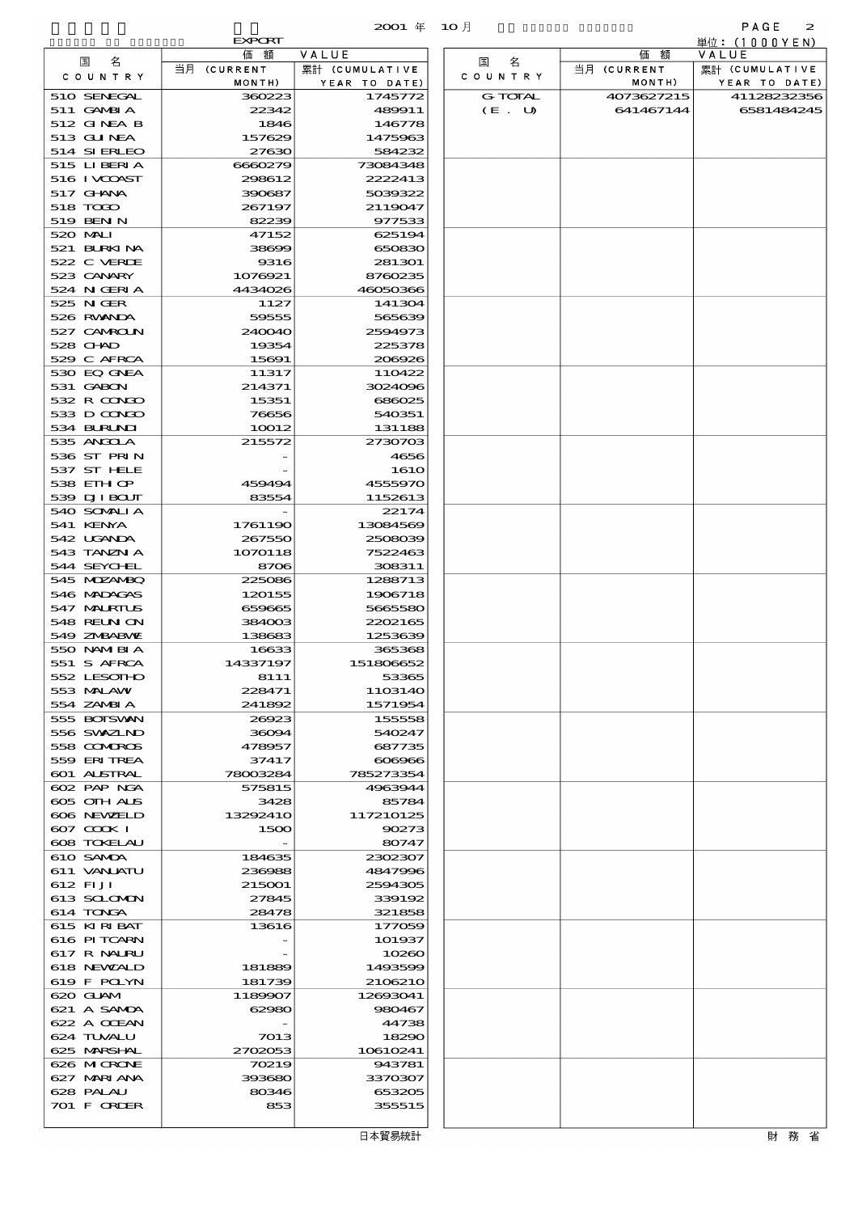2001 年 10 月

EXPORT

単位：(1000YEN)

| 国　名 COUNTRY | 価　額 VALUE 当月 (CURRENT MONTH) | 累計 (CUMULATIVE YEAR TO DATE) |
|---|---|---|
| 510 SENEGAL | 360223 | 1745772 |
| 511 GAMBIA | 22342 | 489911 |
| 512 GINEA B | 1846 | 146778 |
| 513 GUINEA | 157629 | 1475963 |
| 514 SIERLEO | 27630 | 584232 |
| 515 LIBERIA | 6660279 | 73084348 |
| 516 IVCOAST | 298612 | 2222413 |
| 517 GHANA | 390687 | 5039322 |
| 518 TOGO | 267197 | 2119047 |
| 519 BENIN | 82239 | 977533 |
| 520 MALI | 47152 | 625194 |
| 521 BURKINA | 38699 | 650830 |
| 522 C VERDE | 9316 | 281301 |
| 523 CANARY | 1076921 | 8760235 |
| 524 NIGERIA | 4434026 | 46050366 |
| 525 NIGER | 1127 | 141304 |
| 526 RWANDA | 59555 | 565639 |
| 527 CAMROUN | 240040 | 2594973 |
| 528 CHAD | 19354 | 225378 |
| 529 C AFRCA | 15691 | 206926 |
| 530 EQ GNEA | 11317 | 110422 |
| 531 GABON | 214371 | 3024096 |
| 532 R CONGO | 15351 | 686025 |
| 533 D CONGO | 76656 | 540351 |
| 534 BURUNDI | 10012 | 131188 |
| 535 ANGOLA | 215572 | 2730703 |
| 536 ST PRIN | - | 4656 |
| 537 ST HELE | - | 1610 |
| 538 ETHIOP | 459494 | 4555970 |
| 539 DJIBOUT | 83554 | 1152613 |
| 540 SOMALIA | - | 22174 |
| 541 KENYA | 1761190 | 13084569 |
| 542 UGANDA | 267550 | 2508039 |
| 543 TANZNIA | 1070118 | 7522463 |
| 544 SEYCHEL | 8706 | 308311 |
| 545 MOZAMBQ | 225086 | 1288713 |
| 546 MADAGAS | 120155 | 1906718 |
| 547 MAURTUS | 659665 | 5665580 |
| 548 REUNION | 384003 | 2202165 |
| 549 ZMBABWE | 138683 | 1253639 |
| 550 NAMIBIA | 16633 | 365368 |
| 551 S AFRCA | 14337197 | 151806652 |
| 552 LESOTHO | 8111 | 53365 |
| 553 MALAWI | 228471 | 1103140 |
| 554 ZAMBIA | 241892 | 1571954 |
| 555 BOTSWAN | 26923 | 155558 |
| 556 SWAZLND | 36094 | 540247 |
| 558 COMOROS | 478957 | 687735 |
| 559 ERITREA | 37417 | 606966 |
| 601 AUSTRAL | 78003284 | 785273354 |
| 602 PAP NGA | 575815 | 4963944 |
| 605 OTH AUS | 3428 | 85784 |
| 606 NEWZELD | 13292410 | 117210125 |
| 607 COOK I | 1500 | 90273 |
| 608 TOKELAU | - | 80747 |
| 610 SAMOA | 184635 | 2302307 |
| 611 VANUATU | 236988 | 4847996 |
| 612 FIJI | 215001 | 2594305 |
| 613 SOLOMON | 27845 | 339192 |
| 614 TONGA | 28478 | 321858 |
| 615 KIRIBAT | 13616 | 177059 |
| 616 PITCARN | - | 101937 |
| 617 R NAURU | - | 10260 |
| 618 NEWCALD | 181889 | 1493599 |
| 619 F POLYN | 181739 | 2106210 |
| 620 GUAM | 1189907 | 12693041 |
| 621 A SAMOA | 62980 | 980467 |
| 622 A OCEAN | - | 44738 |
| 624 TUVALU | 7013 | 18290 |
| 625 MARSHAL | 2702053 | 10610241 |
| 626 MICRONE | 70219 | 943781 |
| 627 MARIANA | 393680 | 3370307 |
| 628 PALAU | 80346 | 653205 |
| 701 F ORDER | 853 | 355515 |

| 国　名 COUNTRY | 価　額 VALUE 当月 (CURRENT MONTH) | 累計 (CUMULATIVE YEAR TO DATE) |
|---|---|---|
| G-TOTAL | 4073627215 | 41128232356 |
| (E. U) | 641467144 | 6581484245 |

日本貿易統計

財務省